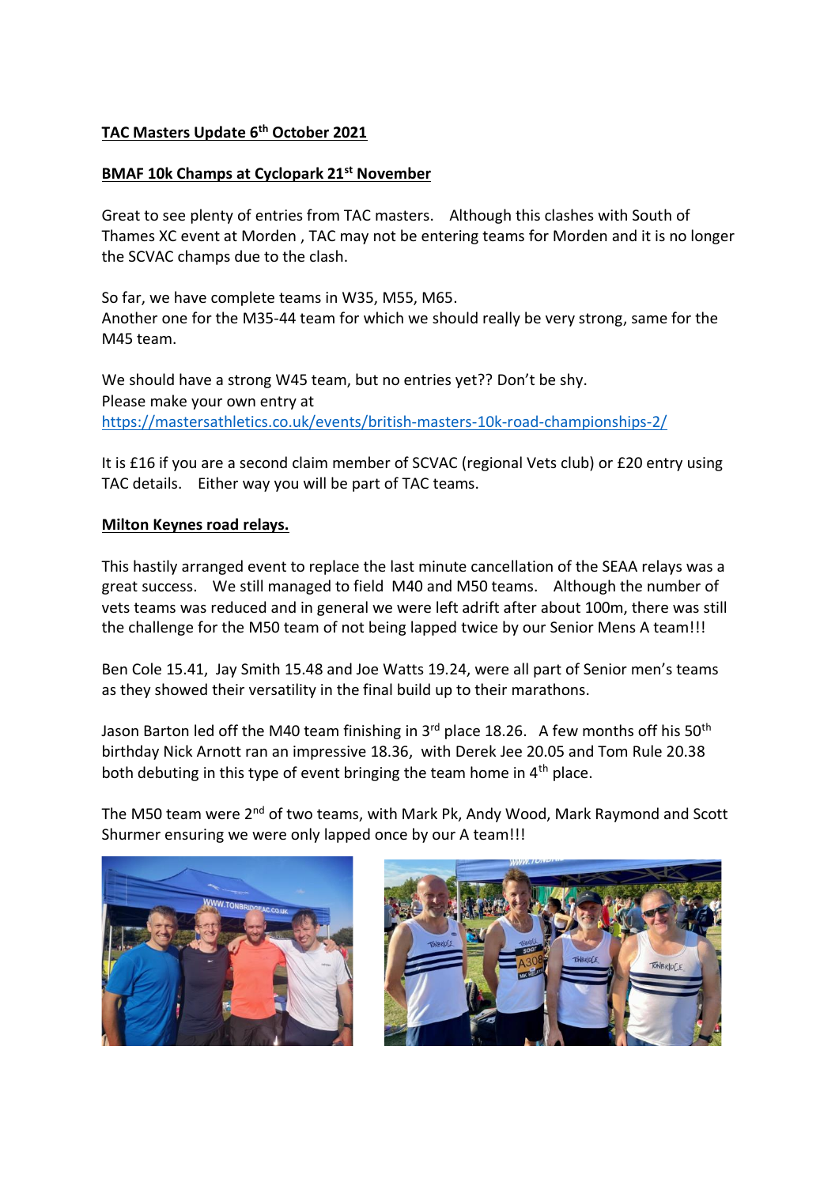**TAC Masters Update 6th October 2021**

**BMAF 10k Champs at Cyclopark 21st November**

Great to see plenty of entries from TAC masters. Although this clashes with South of Thames XC event at Morden , TAC may not be entering teams for Morden and it is no longer the SCVAC champs due to the clash.

So far, we have complete teams in W35, M55, M65.
Another one for the M35-44 team for which we should really be very strong, same for the M45 team.

We should have a strong W45 team, but no entries yet?? Don't be shy.
Please make your own entry at
https://mastersathletics.co.uk/events/british-masters-10k-road-championships-2/

It is £16 if you are a second claim member of SCVAC (regional Vets club) or £20 entry using TAC details. Either way you will be part of TAC teams.

**Milton Keynes road relays.**

This hastily arranged event to replace the last minute cancellation of the SEAA relays was a great success. We still managed to field M40 and M50 teams. Although the number of vets teams was reduced and in general we were left adrift after about 100m, there was still the challenge for the M50 team of not being lapped twice by our Senior Mens A team!!!

Ben Cole 15.41, Jay Smith 15.48 and Joe Watts 19.24, were all part of Senior men's teams as they showed their versatility in the final build up to their marathons.

Jason Barton led off the M40 team finishing in 3rd place 18.26. A few months off his 50th birthday Nick Arnott ran an impressive 18.36, with Derek Jee 20.05 and Tom Rule 20.38 both debuting in this type of event bringing the team home in 4th place.

The M50 team were 2nd of two teams, with Mark Pk, Andy Wood, Mark Raymond and Scott Shurmer ensuring we were only lapped once by our A team!!!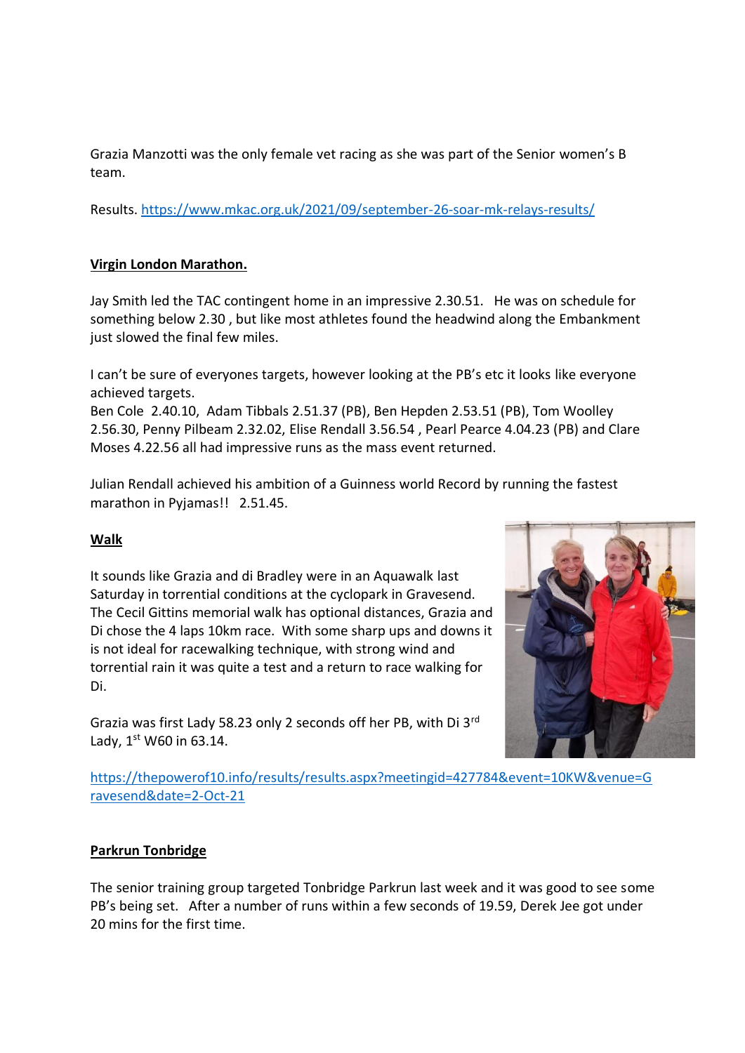Grazia Manzotti was the only female vet racing as she was part of the Senior women's B team.

Results. https://www.mkac.org.uk/2021/09/september-26-soar-mk-relays-results/

**Virgin London Marathon.**

Jay Smith led the TAC contingent home in an impressive 2.30.51. He was on schedule for something below 2.30 , but like most athletes found the headwind along the Embankment just slowed the final few miles.

I can't be sure of everyones targets, however looking at the PB's etc it looks like everyone achieved targets.
Ben Cole 2.40.10, Adam Tibbals 2.51.37 (PB), Ben Hepden 2.53.51 (PB), Tom Woolley 2.56.30, Penny Pilbeam 2.32.02, Elise Rendall 3.56.54 , Pearl Pearce 4.04.23 (PB) and Clare Moses 4.22.56 all had impressive runs as the mass event returned.

Julian Rendall achieved his ambition of a Guinness world Record by running the fastest marathon in Pyjamas!! 2.51.45.

**Walk**

It sounds like Grazia and di Bradley were in an Aquawalk last Saturday in torrential conditions at the cyclopark in Gravesend. The Cecil Gittins memorial walk has optional distances, Grazia and Di chose the 4 laps 10km race. With some sharp ups and downs it is not ideal for racewalking technique, with strong wind and torrential rain it was quite a test and a return to race walking for Di.

Grazia was first Lady 58.23 only 2 seconds off her PB, with Di 3rd Lady, 1st W60 in 63.14.

https://thepowerof10.info/results/results.aspx?meetingid=427784&event=10KW&venue=Gravesend&date=2-Oct-21

**Parkrun Tonbridge**

The senior training group targeted Tonbridge Parkrun last week and it was good to see some PB's being set. After a number of runs within a few seconds of 19.59, Derek Jee got under 20 mins for the first time.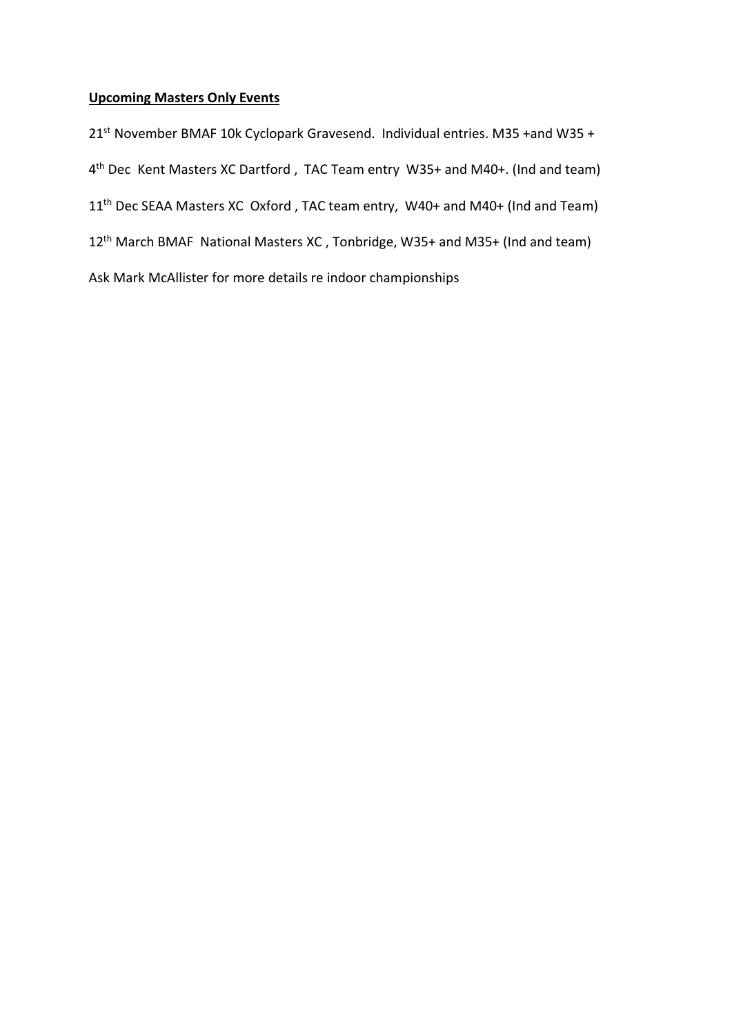**Upcoming Masters Only Events**

21st November BMAF 10k Cyclopark Gravesend. Individual entries. M35 +and W35 +

4th Dec Kent Masters XC Dartford , TAC Team entry W35+ and M40+. (Ind and team)

11th Dec SEAA Masters XC Oxford , TAC team entry, W40+ and M40+ (Ind and Team)

12th March BMAF National Masters XC , Tonbridge, W35+ and M35+ (Ind and team)

Ask Mark McAllister for more details re indoor championships